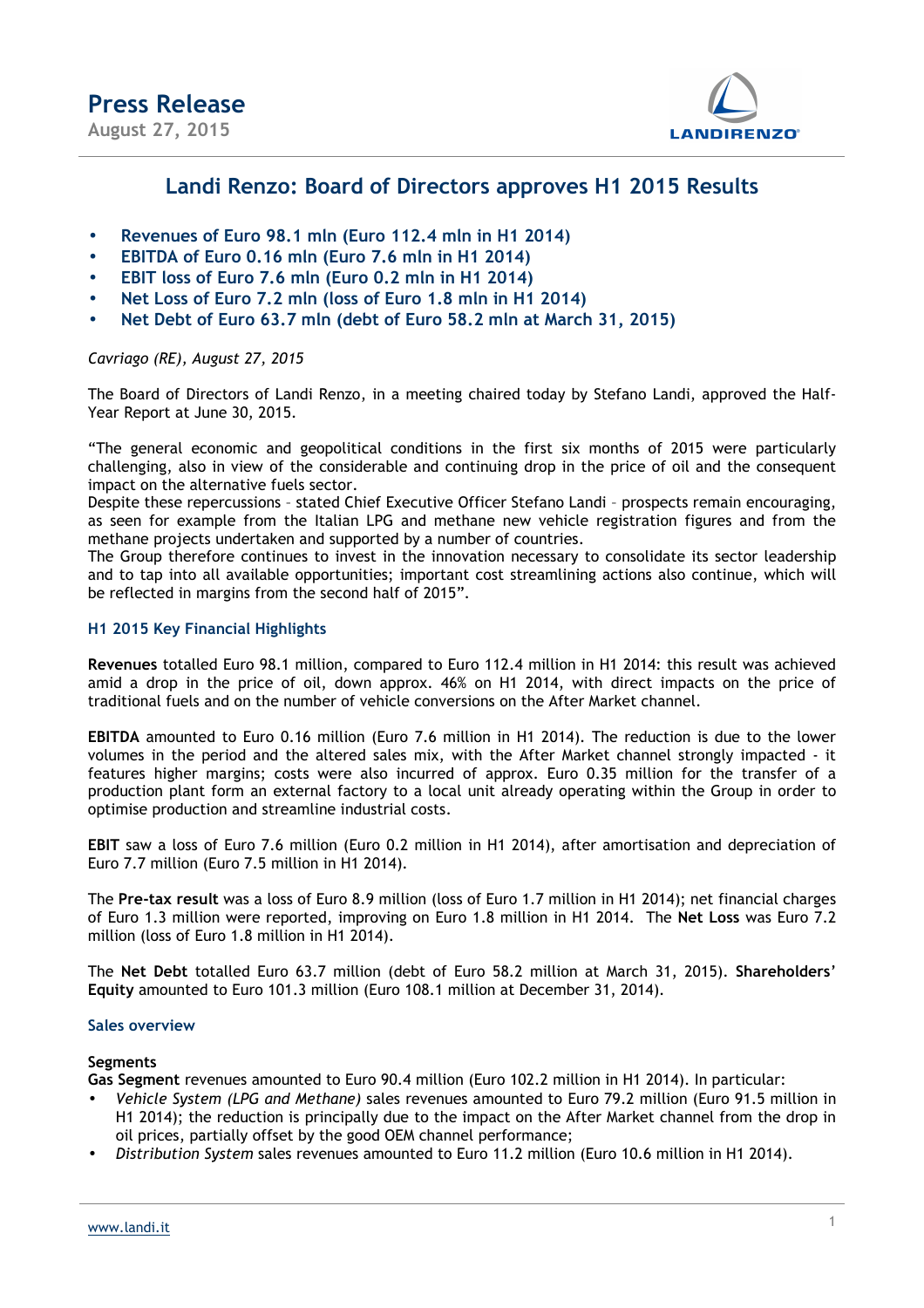# Press Release

**August 27, 2015**

## Landi Renzo: Board of Directors approves H1 2015 Results

- **Revenues of Euro 98.1 mln (Euro 112.4 mln in H1 2014)**
- **EBITDA of Euro 0.16 mln (Euro 7.6 mln in H1 2014)**
- **EBIT loss of Euro 7.6 mln (Euro 0.2 mln in H1 2014)**
- **Net Loss of Euro 7.2 mln (loss of Euro 1.8 mln in H1 2014)**
- **Net Debt of Euro 63.7 mln (debt of Euro 58.2 mln at March 31, 2015)**

*Cavriago (RE), August 27, 2015*

The Board of Directors of Landi Renzo, in a meeting chaired today by Stefano Landi, approved the Half-Year Report at June 30, 2015.

"The general economic and geopolitical conditions in the first six months of 2015 were particularly challenging, also in view of the considerable and continuing drop in the price of oil and the consequent impact on the alternative fuels sector.
Despite these repercussions – stated Chief Executive Officer Stefano Landi – prospects remain encouraging, as seen for example from the Italian LPG and methane new vehicle registration figures and from the methane projects undertaken and supported by a number of countries.
The Group therefore continues to invest in the innovation necessary to consolidate its sector leadership and to tap into all available opportunities; important cost streamlining actions also continue, which will be reflected in margins from the second half of 2015".

### H1 2015 Key Financial Highlights

**Revenues** totalled Euro 98.1 million, compared to Euro 112.4 million in H1 2014: this result was achieved amid a drop in the price of oil, down approx. 46% on H1 2014, with direct impacts on the price of traditional fuels and on the number of vehicle conversions on the After Market channel.

**EBITDA** amounted to Euro 0.16 million (Euro 7.6 million in H1 2014). The reduction is due to the lower volumes in the period and the altered sales mix, with the After Market channel strongly impacted - it features higher margins; costs were also incurred of approx. Euro 0.35 million for the transfer of a production plant form an external factory to a local unit already operating within the Group in order to optimise production and streamline industrial costs.

**EBIT** saw a loss of Euro 7.6 million (Euro 0.2 million in H1 2014), after amortisation and depreciation of Euro 7.7 million (Euro 7.5 million in H1 2014).

The **Pre-tax result** was a loss of Euro 8.9 million (loss of Euro 1.7 million in H1 2014); net financial charges of Euro 1.3 million were reported, improving on Euro 1.8 million in H1 2014. The **Net Loss** was Euro 7.2 million (loss of Euro 1.8 million in H1 2014).

The **Net Debt** totalled Euro 63.7 million (debt of Euro 58.2 million at March 31, 2015). **Shareholders' Equity** amounted to Euro 101.3 million (Euro 108.1 million at December 31, 2014).

### Sales overview

**Segments**

**Gas Segment** revenues amounted to Euro 90.4 million (Euro 102.2 million in H1 2014). In particular:

- *Vehicle System (LPG and Methane)* sales revenues amounted to Euro 79.2 million (Euro 91.5 million in H1 2014); the reduction is principally due to the impact on the After Market channel from the drop in oil prices, partially offset by the good OEM channel performance;
- *Distribution System* sales revenues amounted to Euro 11.2 million (Euro 10.6 million in H1 2014).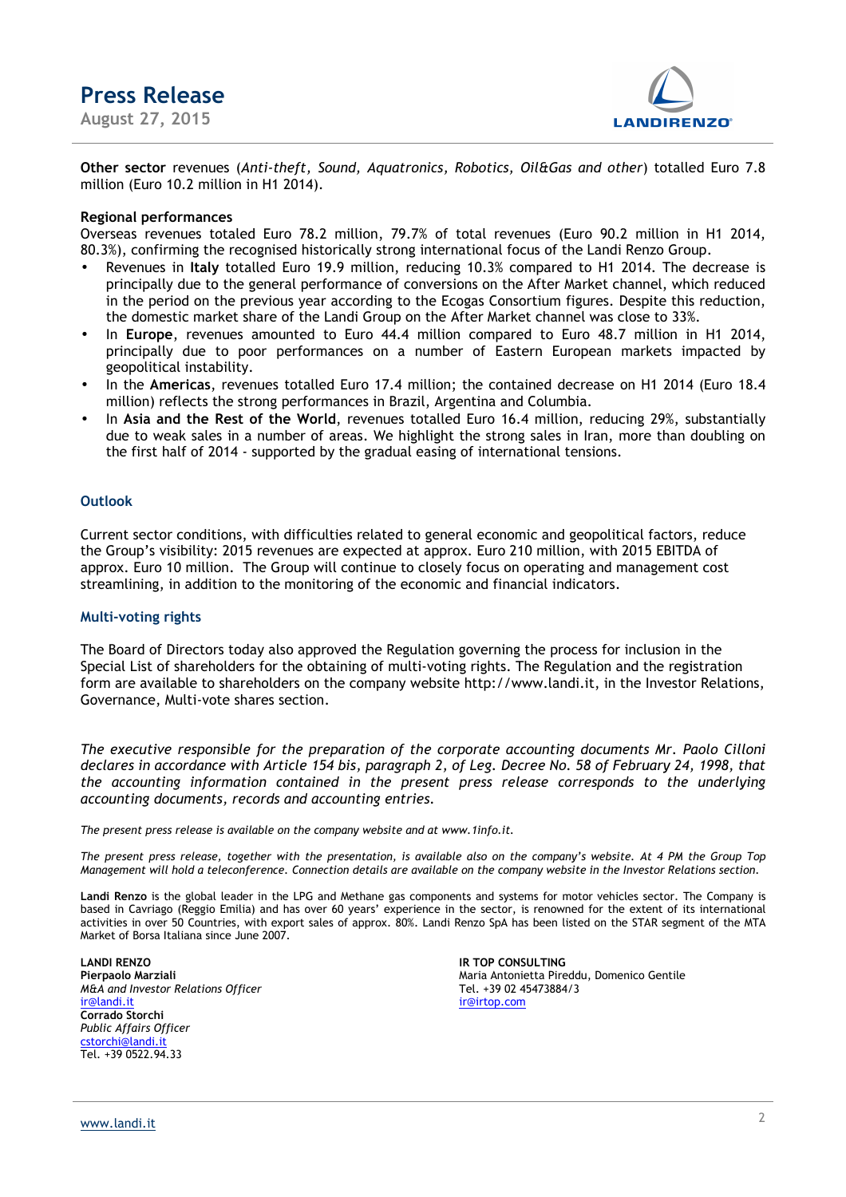**Other sector** revenues (*Anti-theft, Sound, Aquatronics, Robotics, Oil&Gas and other*) totalled Euro 7.8 million (Euro 10.2 million in H1 2014).

**Regional performances**

Overseas revenues totaled Euro 78.2 million, 79.7% of total revenues (Euro 90.2 million in H1 2014, 80.3%), confirming the recognised historically strong international focus of the Landi Renzo Group.

- Revenues in **Italy** totalled Euro 19.9 million, reducing 10.3% compared to H1 2014. The decrease is principally due to the general performance of conversions on the After Market channel, which reduced in the period on the previous year according to the Ecogas Consortium figures. Despite this reduction, the domestic market share of the Landi Group on the After Market channel was close to 33%.
- In **Europe**, revenues amounted to Euro 44.4 million compared to Euro 48.7 million in H1 2014, principally due to poor performances on a number of Eastern European markets impacted by geopolitical instability.
- In the **Americas**, revenues totalled Euro 17.4 million; the contained decrease on H1 2014 (Euro 18.4 million) reflects the strong performances in Brazil, Argentina and Columbia.
- In **Asia and the Rest of the World**, revenues totalled Euro 16.4 million, reducing 29%, substantially due to weak sales in a number of areas. We highlight the strong sales in Iran, more than doubling on the first half of 2014 - supported by the gradual easing of international tensions.

## Outlook

Current sector conditions, with difficulties related to general economic and geopolitical factors, reduce the Group's visibility: 2015 revenues are expected at approx. Euro 210 million, with 2015 EBITDA of approx. Euro 10 million. The Group will continue to closely focus on operating and management cost streamlining, in addition to the monitoring of the economic and financial indicators.

## Multi-voting rights

The Board of Directors today also approved the Regulation governing the process for inclusion in the Special List of shareholders for the obtaining of multi-voting rights. The Regulation and the registration form are available to shareholders on the company website http://www.landi.it, in the Investor Relations, Governance, Multi-vote shares section.

*The executive responsible for the preparation of the corporate accounting documents Mr. Paolo Cilloni declares in accordance with Article 154 bis, paragraph 2, of Leg. Decree No. 58 of February 24, 1998, that the accounting information contained in the present press release corresponds to the underlying accounting documents, records and accounting entries.*

*The present press release is available on the company website and at www.1info.it.*

*The present press release, together with the presentation, is available also on the company's website. At 4 PM the Group Top Management will hold a teleconference. Connection details are available on the company website in the Investor Relations section.*

**Landi Renzo** is the global leader in the LPG and Methane gas components and systems for motor vehicles sector. The Company is based in Cavriago (Reggio Emilia) and has over 60 years' experience in the sector, is renowned for the extent of its international activities in over 50 Countries, with export sales of approx. 80%. Landi Renzo SpA has been listed on the STAR segment of the MTA Market of Borsa Italiana since June 2007.

**LANDI RENZO**
**Pierpaolo Marziali**
*M&A and Investor Relations Officer*
ir@landi.it
**Corrado Storchi**
*Public Affairs Officer*
cstorchi@landi.it
Tel. +39 0522.94.33

**IR TOP CONSULTING**
Maria Antonietta Pireddu, Domenico Gentile
Tel. +39 02 45473884/3
ir@irtop.com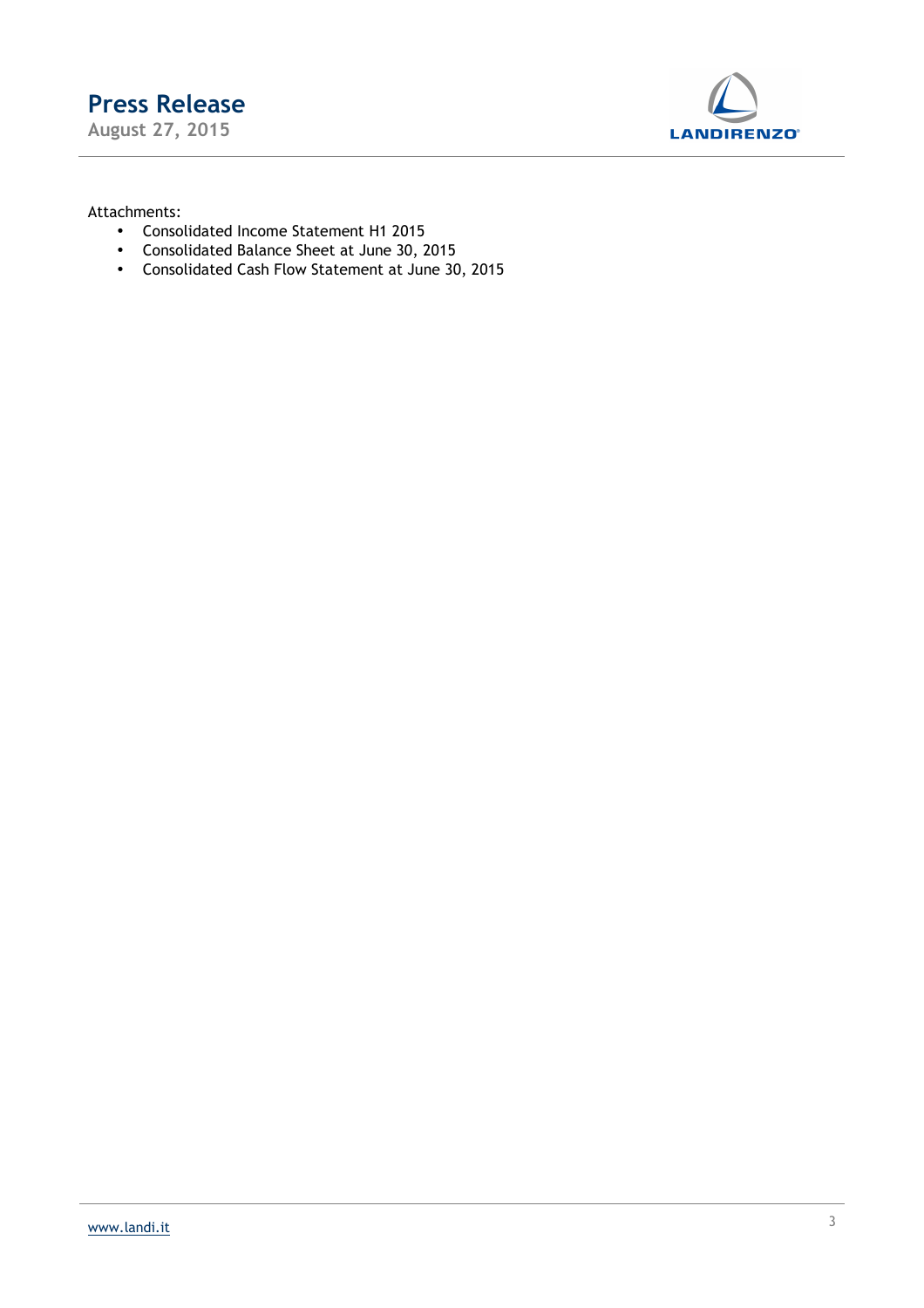Attachments:

- Consolidated Income Statement H1 2015
- Consolidated Balance Sheet at June 30, 2015
- Consolidated Cash Flow Statement at June 30, 2015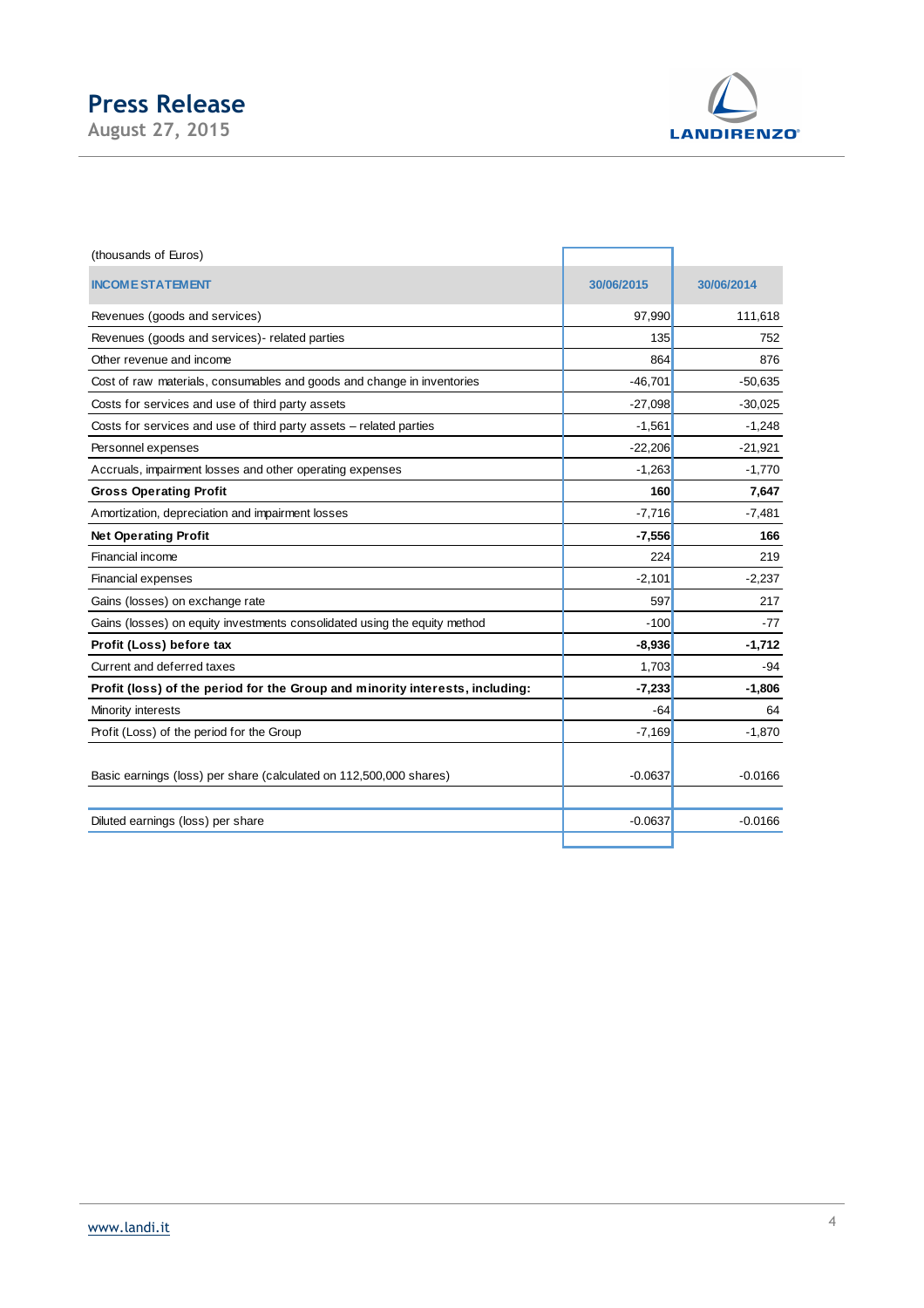(thousands of Euros)

| INCOME STATEMENT | 30/06/2015 | 30/06/2014 |
|---|---|---|
| Revenues (goods and services) | 97,990 | 111,618 |
| Revenues (goods and services)- related parties | 135 | 752 |
| Other revenue and income | 864 | 876 |
| Cost of raw materials, consumables and goods and change in inventories | -46,701 | -50,635 |
| Costs for services and use of third party assets | -27,098 | -30,025 |
| Costs for services and use of third party assets – related parties | -1,561 | -1,248 |
| Personnel expenses | -22,206 | -21,921 |
| Accruals, impairment losses and other operating expenses | -1,263 | -1,770 |
| **Gross Operating Profit** | **160** | **7,647** |
| Amortization, depreciation and impairment losses | -7,716 | -7,481 |
| **Net Operating Profit** | **-7,556** | **166** |
| Financial income | 224 | 219 |
| Financial expenses | -2,101 | -2,237 |
| Gains (losses) on exchange rate | 597 | 217 |
| Gains (losses) on equity investments consolidated using the equity method | -100 | -77 |
| **Profit (Loss) before tax** | **-8,936** | **-1,712** |
| Current and deferred taxes | 1,703 | -94 |
| **Profit (loss) of the period for the Group and minority interests, including:** | **-7,233** | **-1,806** |
| Minority interests | -64 | 64 |
| Profit (Loss) of the period for the Group | -7,169 | -1,870 |
| Basic earnings (loss) per share (calculated on 112,500,000 shares) | -0.0637 | -0.0166 |
| Diluted earnings (loss) per share | -0.0637 | -0.0166 |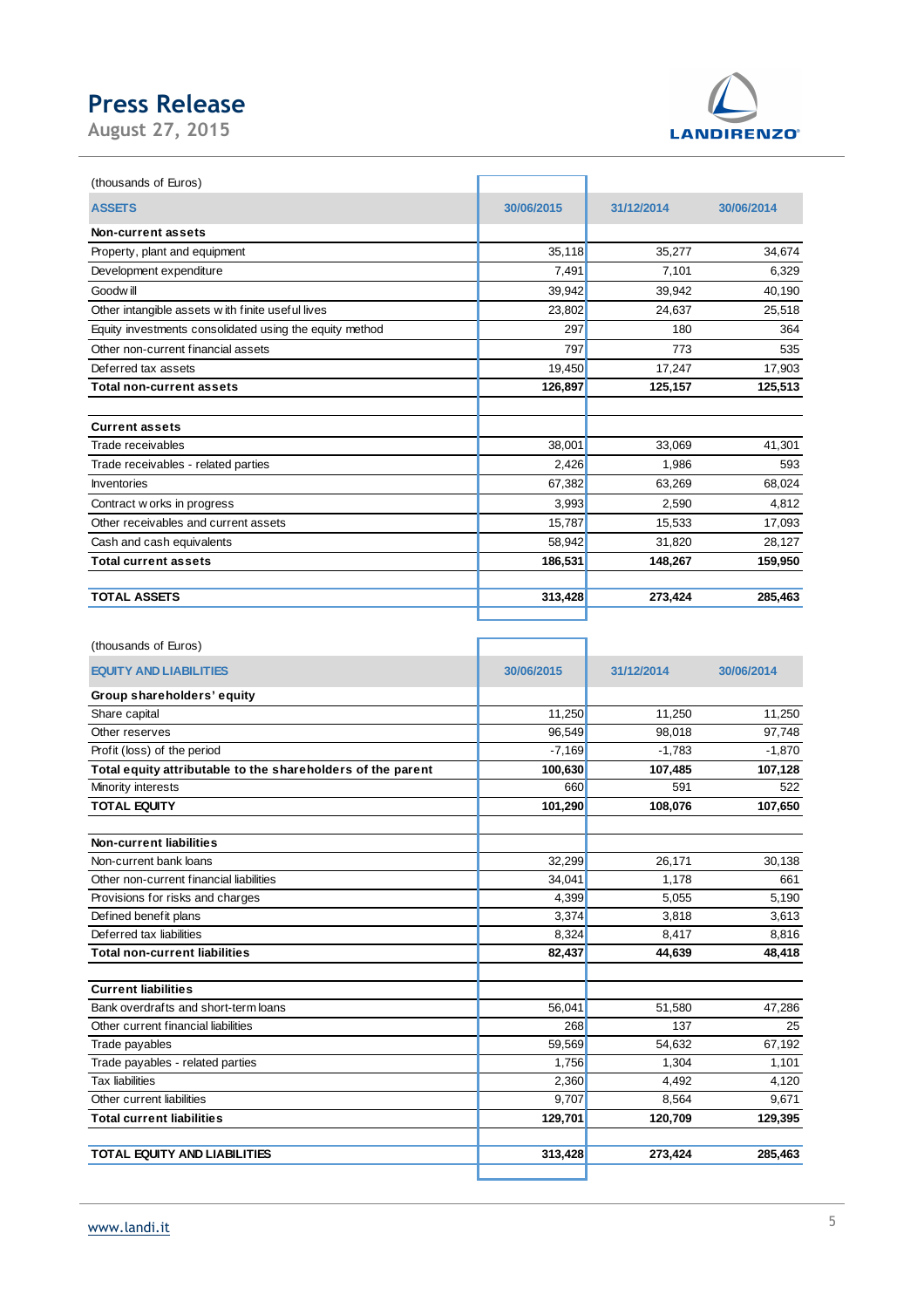(thousands of Euros)

| ASSETS | 30/06/2015 | 31/12/2014 | 30/06/2014 |
|---|---|---|---|
| **Non-current assets** | | | |
| Property, plant and equipment | 35,118 | 35,277 | 34,674 |
| Development expenditure | 7,491 | 7,101 | 6,329 |
| Goodwill | 39,942 | 39,942 | 40,190 |
| Other intangible assets with finite useful lives | 23,802 | 24,637 | 25,518 |
| Equity investments consolidated using the equity method | 297 | 180 | 364 |
| Other non-current financial assets | 797 | 773 | 535 |
| Deferred tax assets | 19,450 | 17,247 | 17,903 |
| **Total non-current assets** | **126,897** | **125,157** | **125,513** |
| | | | |
| **Current assets** | | | |
| Trade receivables | 38,001 | 33,069 | 41,301 |
| Trade receivables - related parties | 2,426 | 1,986 | 593 |
| Inventories | 67,382 | 63,269 | 68,024 |
| Contract works in progress | 3,993 | 2,590 | 4,812 |
| Other receivables and current assets | 15,787 | 15,533 | 17,093 |
| Cash and cash equivalents | 58,942 | 31,820 | 28,127 |
| **Total current assets** | **186,531** | **148,267** | **159,950** |
| | | | |
| **TOTAL ASSETS** | **313,428** | **273,424** | **285,463** |

(thousands of Euros)

| EQUITY AND LIABILITIES | 30/06/2015 | 31/12/2014 | 30/06/2014 |
|---|---|---|---|
| **Group shareholders' equity** | | | |
| Share capital | 11,250 | 11,250 | 11,250 |
| Other reserves | 96,549 | 98,018 | 97,748 |
| Profit (loss) of the period | -7,169 | -1,783 | -1,870 |
| **Total equity attributable to the shareholders of the parent** | **100,630** | **107,485** | **107,128** |
| Minority interests | 660 | 591 | 522 |
| **TOTAL EQUITY** | **101,290** | **108,076** | **107,650** |
| | | | |
| **Non-current liabilities** | | | |
| Non-current bank loans | 32,299 | 26,171 | 30,138 |
| Other non-current financial liabilities | 34,041 | 1,178 | 661 |
| Provisions for risks and charges | 4,399 | 5,055 | 5,190 |
| Defined benefit plans | 3,374 | 3,818 | 3,613 |
| Deferred tax liabilities | 8,324 | 8,417 | 8,816 |
| **Total non-current liabilities** | **82,437** | **44,639** | **48,418** |
| | | | |
| **Current liabilities** | | | |
| Bank overdrafts and short-term loans | 56,041 | 51,580 | 47,286 |
| Other current financial liabilities | 268 | 137 | 25 |
| Trade payables | 59,569 | 54,632 | 67,192 |
| Trade payables - related parties | 1,756 | 1,304 | 1,101 |
| Tax liabilities | 2,360 | 4,492 | 4,120 |
| Other current liabilities | 9,707 | 8,564 | 9,671 |
| **Total current liabilities** | **129,701** | **120,709** | **129,395** |
| | | | |
| **TOTAL EQUITY AND LIABILITIES** | **313,428** | **273,424** | **285,463** |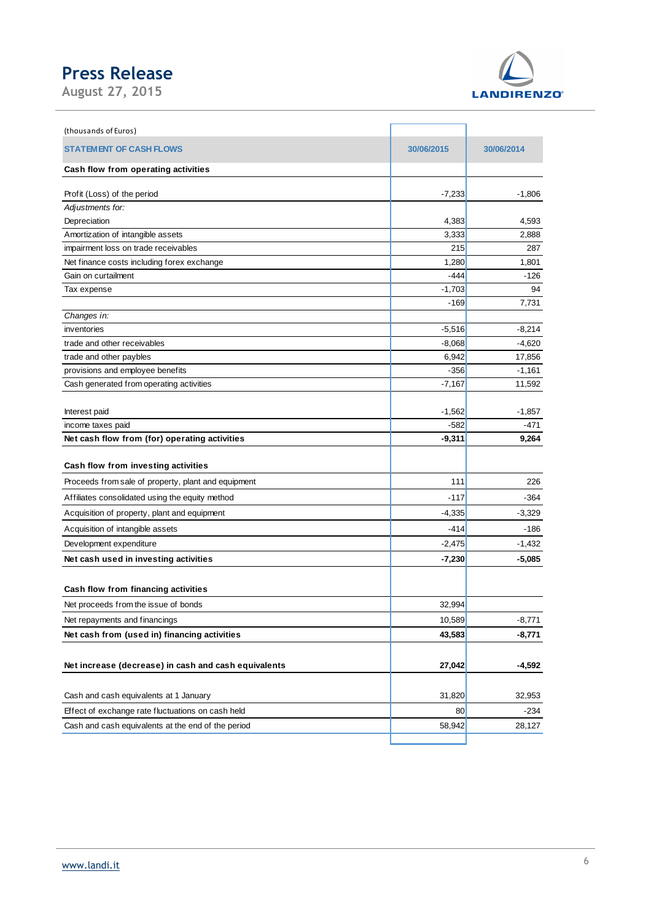(thousands of Euros)

| STATEMENT OF CASH FLOWS | 30/06/2015 | 30/06/2014 |
|---|---|---|
| **Cash flow from operating activities** | | |
| Profit (Loss) of the period | -7,233 | -1,806 |
| *Adjustments for:* | | |
| Depreciation | 4,383 | 4,593 |
| Amortization of intangible assets | 3,333 | 2,888 |
| impairment loss on trade receivables | 215 | 287 |
| Net finance costs including forex exchange | 1,280 | 1,801 |
| Gain on curtailment | -444 | -126 |
| Tax expense | -1,703 | 94 |
| | -169 | 7,731 |
| *Changes in:* | | |
| inventories | -5,516 | -8,214 |
| trade and other receivables | -8,068 | -4,620 |
| trade and other paybles | 6,942 | 17,856 |
| provisions and employee benefits | -356 | -1,161 |
| Cash generated from operating activities | -7,167 | 11,592 |
| Interest paid | -1,562 | -1,857 |
| income taxes paid | -582 | -471 |
| **Net cash flow from (for) operating activities** | **-9,311** | **9,264** |
| **Cash flow from investing activities** | | |
| Proceeds from sale of property, plant and equipment | 111 | 226 |
| Affiliates consolidated using the equity method | -117 | -364 |
| Acquisition of property, plant and equipment | -4,335 | -3,329 |
| Acquisition of intangible assets | -414 | -186 |
| Development expenditure | -2,475 | -1,432 |
| **Net cash used in investing activities** | **-7,230** | **-5,085** |
| **Cash flow from financing activities** | | |
| Net proceeds from the issue of bonds | 32,994 | |
| Net repayments and financings | 10,589 | -8,771 |
| **Net cash from (used in) financing activities** | **43,583** | **-8,771** |
| **Net increase (decrease) in cash and cash equivalents** | **27,042** | **-4,592** |
| Cash and cash equivalents at 1 January | 31,820 | 32,953 |
| Effect of exchange rate fluctuations on cash held | 80 | -234 |
| Cash and cash equivalents at the end of the period | 58,942 | 28,127 |